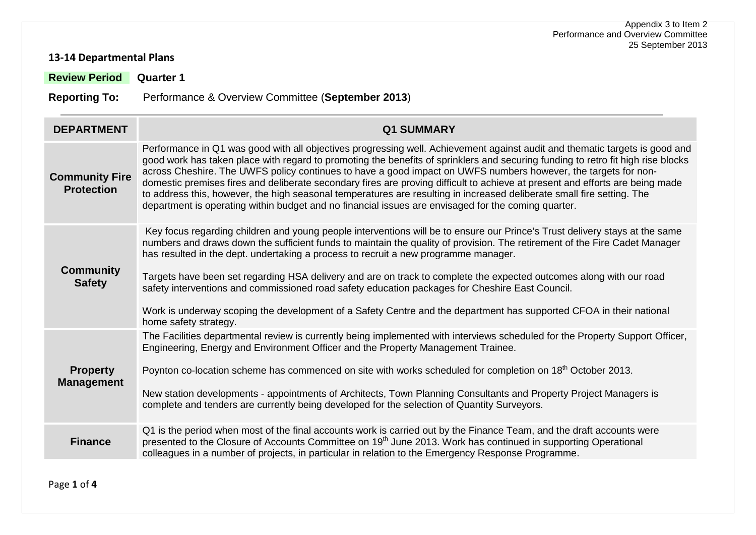Appendix 3 to Item 2
Performance and Overview Committee
25 September 2013

## 13-14 Departmental Plans

**Review Period** **Quarter 1**

**Reporting To:** Performance & Overview Committee (**September 2013**)

| DEPARTMENT | Q1 SUMMARY |
| --- | --- |
| **Community Fire Protection** | Performance in Q1 was good with all objectives progressing well. Achievement against audit and thematic targets is good and good work has taken place with regard to promoting the benefits of sprinklers and securing funding to retro fit high rise blocks across Cheshire. The UWFS policy continues to have a good impact on UWFS numbers however, the targets for non-domestic premises fires and deliberate secondary fires are proving difficult to achieve at present and efforts are being made to address this, however, the high seasonal temperatures are resulting in increased deliberate small fire setting. The department is operating within budget and no financial issues are envisaged for the coming quarter. |
| **Community Safety** | Key focus regarding children and young people interventions will be to ensure our Prince's Trust delivery stays at the same numbers and draws down the sufficient funds to maintain the quality of provision. The retirement of the Fire Cadet Manager has resulted in the dept. undertaking a process to recruit a new programme manager.<br><br>Targets have been set regarding HSA delivery and are on track to complete the expected outcomes along with our road safety interventions and commissioned road safety education packages for Cheshire East Council.<br><br>Work is underway scoping the development of a Safety Centre and the department has supported CFOA in their national home safety strategy. |
| **Property Management** | The Facilities departmental review is currently being implemented with interviews scheduled for the Property Support Officer, Engineering, Energy and Environment Officer and the Property Management Trainee.<br><br>Poynton co-location scheme has commenced on site with works scheduled for completion on 18th October 2013.<br><br>New station developments - appointments of Architects, Town Planning Consultants and Property Project Managers is complete and tenders are currently being developed for the selection of Quantity Surveyors. |
| **Finance** | Q1 is the period when most of the final accounts work is carried out by the Finance Team, and the draft accounts were presented to the Closure of Accounts Committee on 19th June 2013. Work has continued in supporting Operational colleagues in a number of projects, in particular in relation to the Emergency Response Programme. |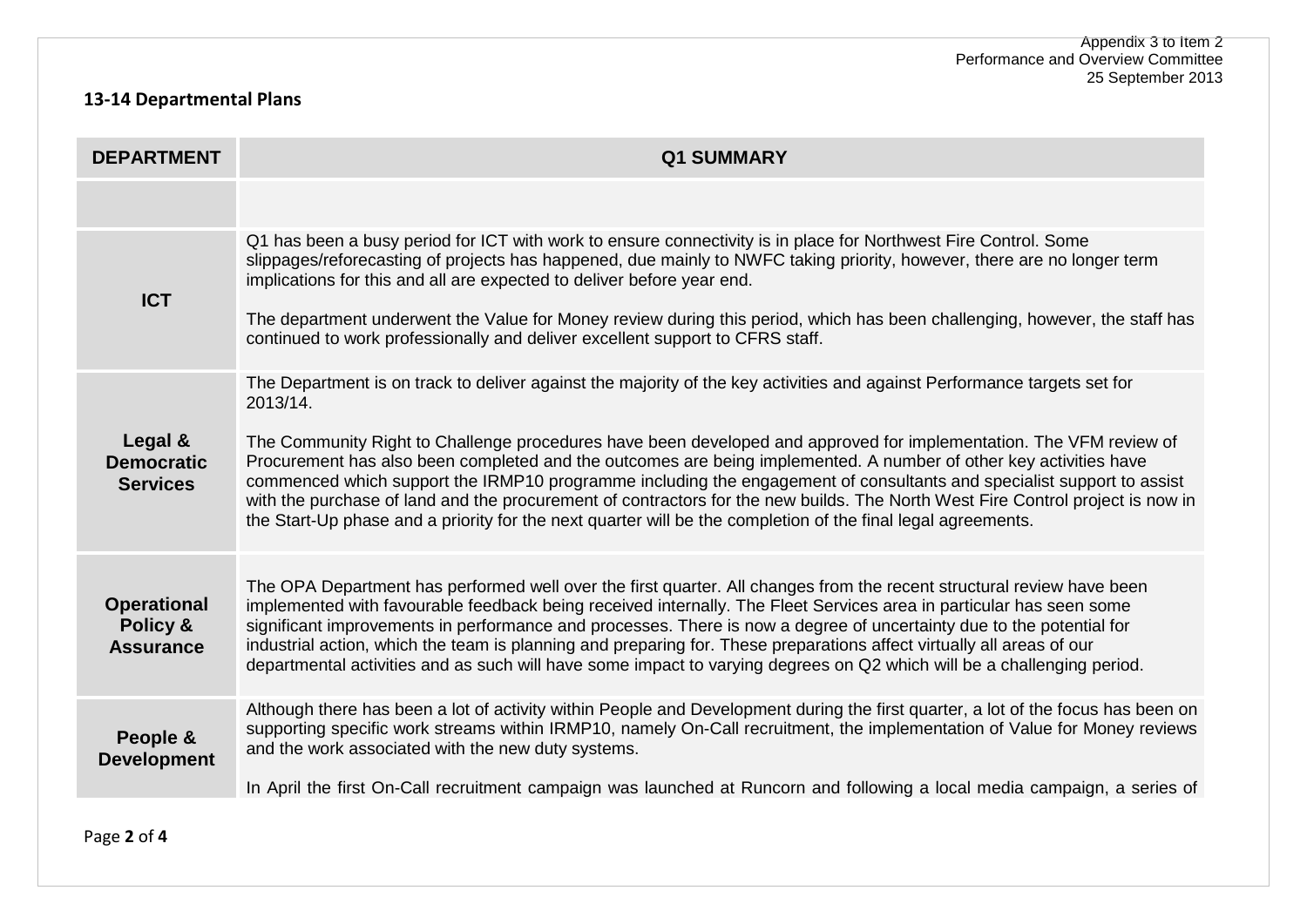Appendix 3 to Item 2
Performance and Overview Committee
25 September 2013

## 13-14 Departmental Plans

| DEPARTMENT | Q1 SUMMARY |
|---|---|
| | |
| **ICT** | Q1 has been a busy period for ICT with work to ensure connectivity is in place for Northwest Fire Control. Some slippages/reforecasting of projects has happened, due mainly to NWFC taking priority, however, there are no longer term implications for this and all are expected to deliver before year end.<br><br>The department underwent the Value for Money review during this period, which has been challenging, however, the staff has continued to work professionally and deliver excellent support to CFRS staff. |
| **Legal & Democratic Services** | The Department is on track to deliver against the majority of the key activities and against Performance targets set for 2013/14.<br><br>The Community Right to Challenge procedures have been developed and approved for implementation. The VFM review of Procurement has also been completed and the outcomes are being implemented. A number of other key activities have commenced which support the IRMP10 programme including the engagement of consultants and specialist support to assist with the purchase of land and the procurement of contractors for the new builds. The North West Fire Control project is now in the Start-Up phase and a priority for the next quarter will be the completion of the final legal agreements. |
| **Operational Policy & Assurance** | The OPA Department has performed well over the first quarter. All changes from the recent structural review have been implemented with favourable feedback being received internally. The Fleet Services area in particular has seen some significant improvements in performance and processes. There is now a degree of uncertainty due to the potential for industrial action, which the team is planning and preparing for. These preparations affect virtually all areas of our departmental activities and as such will have some impact to varying degrees on Q2 which will be a challenging period. |
| **People & Development** | Although there has been a lot of activity within People and Development during the first quarter, a lot of the focus has been on supporting specific work streams within IRMP10, namely On-Call recruitment, the implementation of Value for Money reviews and the work associated with the new duty systems.<br><br>In April the first On-Call recruitment campaign was launched at Runcorn and following a local media campaign, a series of |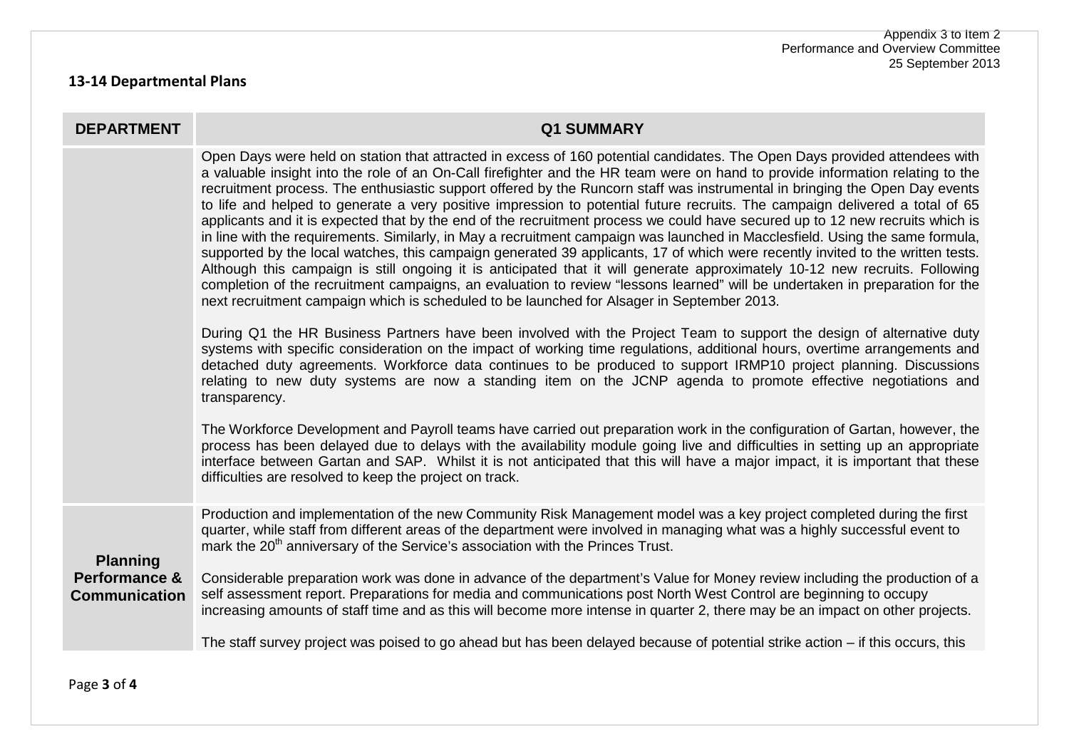Appendix 3 to Item 2
Performance and Overview Committee
25 September 2013

**13-14 Departmental Plans**

| DEPARTMENT | Q1 SUMMARY |
| --- | --- |
| | Open Days were held on station that attracted in excess of 160 potential candidates. The Open Days provided attendees with a valuable insight into the role of an On-Call firefighter and the HR team were on hand to provide information relating to the recruitment process. The enthusiastic support offered by the Runcorn staff was instrumental in bringing the Open Day events to life and helped to generate a very positive impression to potential future recruits. The campaign delivered a total of 65 applicants and it is expected that by the end of the recruitment process we could have secured up to 12 new recruits which is in line with the requirements. Similarly, in May a recruitment campaign was launched in Macclesfield. Using the same formula, supported by the local watches, this campaign generated 39 applicants, 17 of which were recently invited to the written tests. Although this campaign is still ongoing it is anticipated that it will generate approximately 10-12 new recruits. Following completion of the recruitment campaigns, an evaluation to review "lessons learned" will be undertaken in preparation for the next recruitment campaign which is scheduled to be launched for Alsager in September 2013.<br><br>During Q1 the HR Business Partners have been involved with the Project Team to support the design of alternative duty systems with specific consideration on the impact of working time regulations, additional hours, overtime arrangements and detached duty agreements. Workforce data continues to be produced to support IRMP10 project planning. Discussions relating to new duty systems are now a standing item on the JCNP agenda to promote effective negotiations and transparency.<br><br>The Workforce Development and Payroll teams have carried out preparation work in the configuration of Gartan, however, the process has been delayed due to delays with the availability module going live and difficulties in setting up an appropriate interface between Gartan and SAP. Whilst it is not anticipated that this will have a major impact, it is important that these difficulties are resolved to keep the project on track. |
| **Planning Performance & Communication** | Production and implementation of the new Community Risk Management model was a key project completed during the first quarter, while staff from different areas of the department were involved in managing what was a highly successful event to mark the 20th anniversary of the Service's association with the Princes Trust.<br><br>Considerable preparation work was done in advance of the department's Value for Money review including the production of a self assessment report. Preparations for media and communications post North West Control are beginning to occupy increasing amounts of staff time and as this will become more intense in quarter 2, there may be an impact on other projects.<br><br>The staff survey project was poised to go ahead but has been delayed because of potential strike action – if this occurs, this |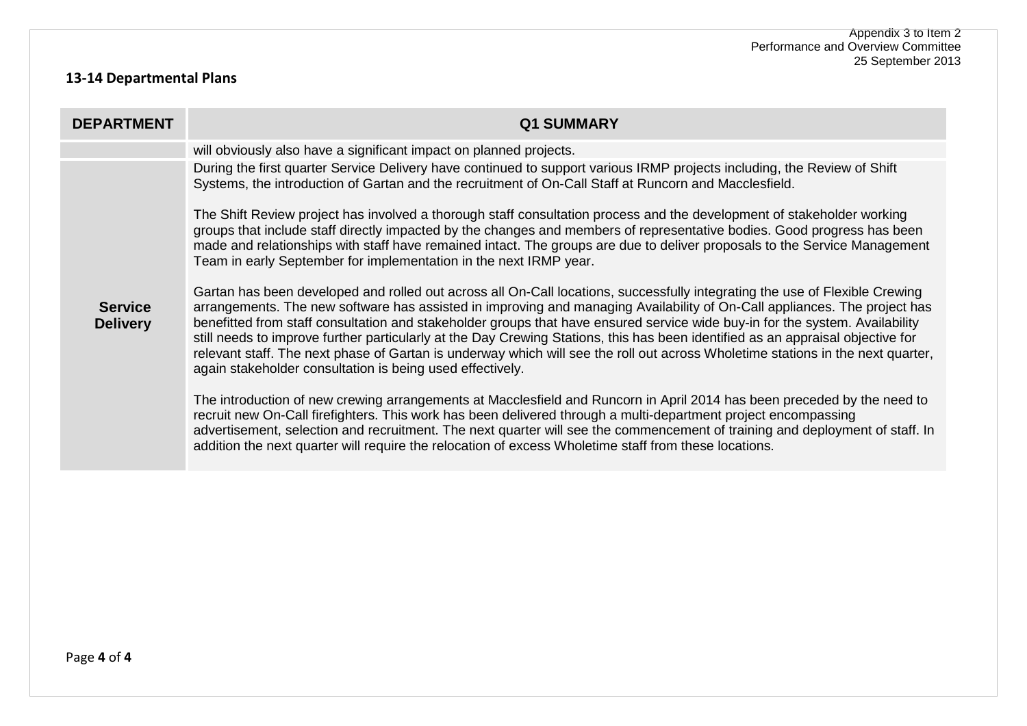## 13-14 Departmental Plans

| DEPARTMENT | Q1 SUMMARY |
|---|---|
| | will obviously also have a significant impact on planned projects. |
| **Service Delivery** | During the first quarter Service Delivery have continued to support various IRMP projects including, the Review of Shift Systems, the introduction of Gartan and the recruitment of On-Call Staff at Runcorn and Macclesfield.<br><br>The Shift Review project has involved a thorough staff consultation process and the development of stakeholder working groups that include staff directly impacted by the changes and members of representative bodies. Good progress has been made and relationships with staff have remained intact. The groups are due to deliver proposals to the Service Management Team in early September for implementation in the next IRMP year.<br><br>Gartan has been developed and rolled out across all On-Call locations, successfully integrating the use of Flexible Crewing arrangements. The new software has assisted in improving and managing Availability of On-Call appliances. The project has benefitted from staff consultation and stakeholder groups that have ensured service wide buy-in for the system. Availability still needs to improve further particularly at the Day Crewing Stations, this has been identified as an appraisal objective for relevant staff. The next phase of Gartan is underway which will see the roll out across Wholetime stations in the next quarter, again stakeholder consultation is being used effectively.<br><br>The introduction of new crewing arrangements at Macclesfield and Runcorn in April 2014 has been preceded by the need to recruit new On-Call firefighters. This work has been delivered through a multi-department project encompassing advertisement, selection and recruitment. The next quarter will see the commencement of training and deployment of staff. In addition the next quarter will require the relocation of excess Wholetime staff from these locations. |